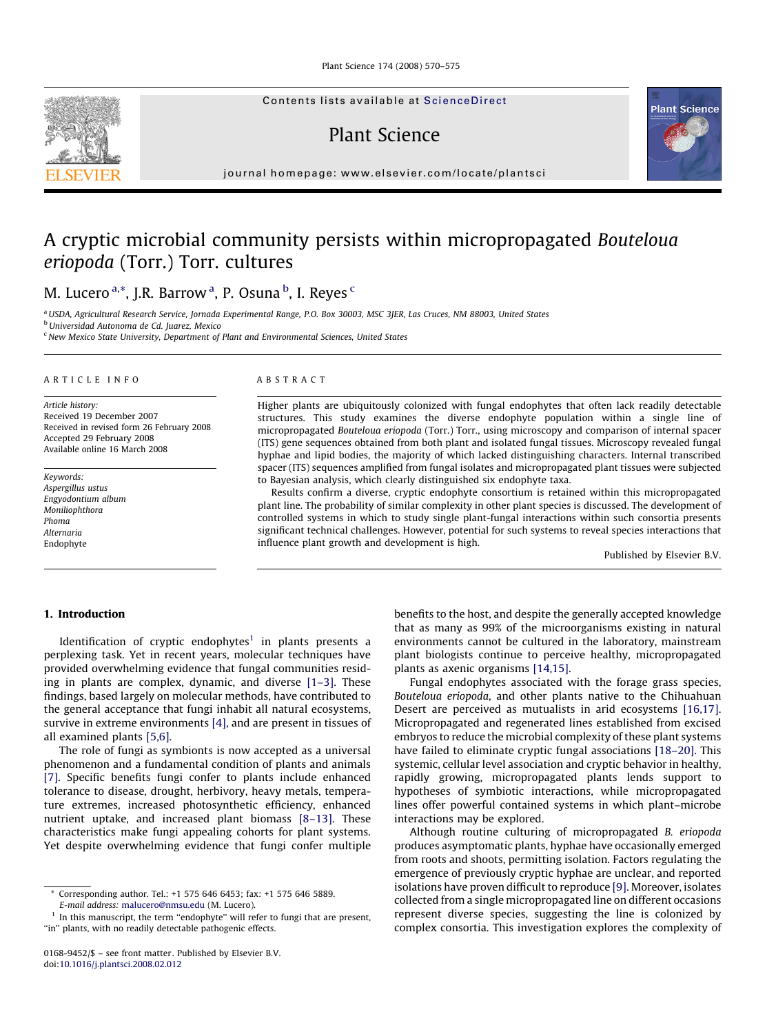# A cryptic microbial community persists within micropropagated *Bouteloua eriopoda* (Torr.) Torr. cultures

M. Lucero [a,*], J.R. Barrow [a], P. Osuna [b], I. Reyes [c]

[a] USDA, Agricultural Research Service, Jornada Experimental Range, P.O. Box 30003, MSC 3JER, Las Cruces, NM 88003, United States
[b] Universidad Autonoma de Cd. Juarez, Mexico
[c] New Mexico State University, Department of Plant and Environmental Sciences, United States

## ARTICLE INFO

*Article history:*
Received 19 December 2007
Received in revised form 26 February 2008
Accepted 29 February 2008
Available online 16 March 2008

*Keywords:*
*Aspergillus ustus*
*Engyodontium album*
*Moniliophthora*
*Phoma*
*Alternaria*
Endophyte

## ABSTRACT

Higher plants are ubiquitously colonized with fungal endophytes that often lack readily detectable structures. This study examines the diverse endophyte population within a single line of micropropagated *Bouteloua eriopoda* (Torr.) Torr., using microscopy and comparison of internal spacer (ITS) gene sequences obtained from both plant and isolated fungal tissues. Microscopy revealed fungal hyphae and lipid bodies, the majority of which lacked distinguishing characters. Internal transcribed spacer (ITS) sequences amplified from fungal isolates and micropropagated plant tissues were subjected to Bayesian analysis, which clearly distinguished six endophyte taxa.

Results confirm a diverse, cryptic endophyte consortium is retained within this micropropagated plant line. The probability of similar complexity in other plant species is discussed. The development of controlled systems in which to study single plant-fungal interactions within such consortia presents significant technical challenges. However, potential for such systems to reveal species interactions that influence plant growth and development is high.

Published by Elsevier B.V.

## 1. Introduction

Identification of cryptic endophytes[1] in plants presents a perplexing task. Yet in recent years, molecular techniques have provided overwhelming evidence that fungal communities residing in plants are complex, dynamic, and diverse [1–3]. These findings, based largely on molecular methods, have contributed to the general acceptance that fungi inhabit all natural ecosystems, survive in extreme environments [4], and are present in tissues of all examined plants [5,6].

The role of fungi as symbionts is now accepted as a universal phenomenon and a fundamental condition of plants and animals [7]. Specific benefits fungi confer to plants include enhanced tolerance to disease, drought, herbivory, heavy metals, temperature extremes, increased photosynthetic efficiency, enhanced nutrient uptake, and increased plant biomass [8–13]. These characteristics make fungi appealing cohorts for plant systems. Yet despite overwhelming evidence that fungi confer multiple benefits to the host, and despite the generally accepted knowledge that as many as 99% of the microorganisms existing in natural environments cannot be cultured in the laboratory, mainstream plant biologists continue to perceive healthy, micropropagated plants as axenic organisms [14,15].

Fungal endophytes associated with the forage grass species, *Bouteloua eriopoda*, and other plants native to the Chihuahuan Desert are perceived as mutualists in arid ecosystems [16,17]. Micropropagated and regenerated lines established from excised embryos to reduce the microbial complexity of these plant systems have failed to eliminate cryptic fungal associations [18–20]. This systemic, cellular level association and cryptic behavior in healthy, rapidly growing, micropropagated plants lends support to hypotheses of symbiotic interactions, while micropropagated lines offer powerful contained systems in which plant–microbe interactions may be explored.

Although routine culturing of micropropagated *B. eriopoda* produces asymptomatic plants, hyphae have occasionally emerged from roots and shoots, permitting isolation. Factors regulating the emergence of previously cryptic hyphae are unclear, and reported isolations have proven difficult to reproduce [9]. Moreover, isolates collected from a single micropropagated line on different occasions represent diverse species, suggesting the line is colonized by complex consortia. This investigation explores the complexity of

* Corresponding author. Tel.: +1 575 646 6453; fax: +1 575 646 5889. E-mail address: malucero@nmsu.edu (M. Lucero).

[1] In this manuscript, the term "endophyte" will refer to fungi that are present, "in" plants, with no readily detectable pathogenic effects.

0168-9452/$ – see front matter. Published by Elsevier B.V.
doi:10.1016/j.plantsci.2008.02.012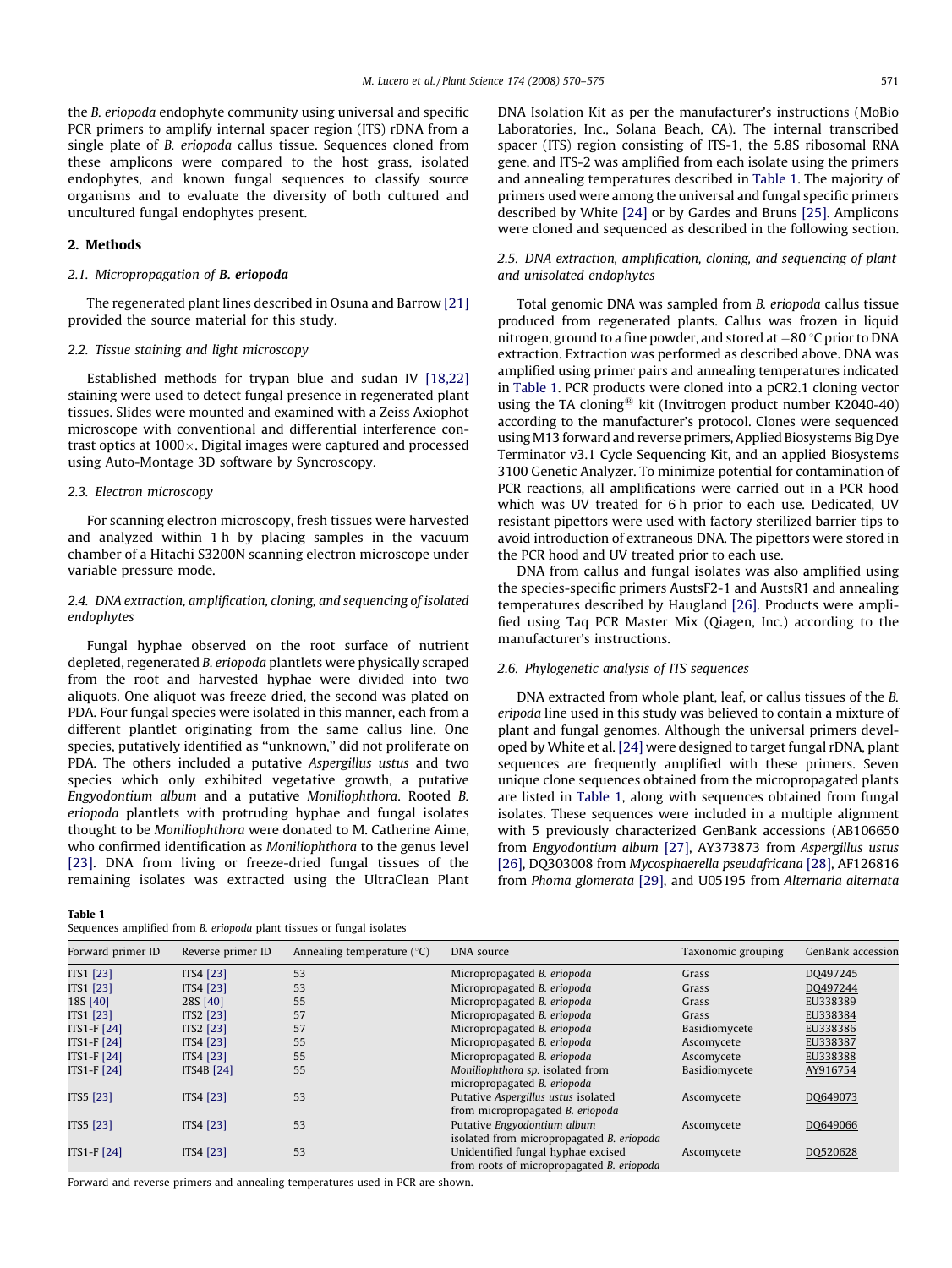the *B. eriopoda* endophyte community using universal and specific PCR primers to amplify internal spacer region (ITS) rDNA from a single plate of *B. eriopoda* callus tissue. Sequences cloned from these amplicons were compared to the host grass, isolated endophytes, and known fungal sequences to classify source organisms and to evaluate the diversity of both cultured and uncultured fungal endophytes present.

## 2. Methods

### 2.1. Micropropagation of *B. eriopoda*

The regenerated plant lines described in Osuna and Barrow [21] provided the source material for this study.

### 2.2. Tissue staining and light microscopy

Established methods for trypan blue and sudan IV [18,22] staining were used to detect fungal presence in regenerated plant tissues. Slides were mounted and examined with a Zeiss Axiophot microscope with conventional and differential interference contrast optics at 1000×. Digital images were captured and processed using Auto-Montage 3D software by Syncroscopy.

### 2.3. Electron microscopy

For scanning electron microscopy, fresh tissues were harvested and analyzed within 1 h by placing samples in the vacuum chamber of a Hitachi S3200N scanning electron microscope under variable pressure mode.

### 2.4. DNA extraction, amplification, cloning, and sequencing of isolated endophytes

Fungal hyphae observed on the root surface of nutrient depleted, regenerated *B. eriopoda* plantlets were physically scraped from the root and harvested hyphae were divided into two aliquots. One aliquot was freeze dried, the second was plated on PDA. Four fungal species were isolated in this manner, each from a different plantlet originating from the same callus line. One species, putatively identified as "unknown," did not proliferate on PDA. The others included a putative *Aspergillus ustus* and two species which only exhibited vegetative growth, a putative *Engyodontium album* and a putative *Moniliophthora*. Rooted *B. eriopoda* plantlets with protruding hyphae and fungal isolates thought to be *Moniliophthora* were donated to M. Catherine Aime, who confirmed identification as *Moniliophthora* to the genus level [23]. DNA from living or freeze-dried fungal tissues of the remaining isolates was extracted using the UltraClean Plant DNA Isolation Kit as per the manufacturer's instructions (MoBio Laboratories, Inc., Solana Beach, CA). The internal transcribed spacer (ITS) region consisting of ITS-1, the 5.8S ribosomal RNA gene, and ITS-2 was amplified from each isolate using the primers and annealing temperatures described in Table 1. The majority of primers used were among the universal and fungal specific primers described by White [24] or by Gardes and Bruns [25]. Amplicons were cloned and sequenced as described in the following section.

### 2.5. DNA extraction, amplification, cloning, and sequencing of plant and unisolated endophytes

Total genomic DNA was sampled from *B. eriopoda* callus tissue produced from regenerated plants. Callus was frozen in liquid nitrogen, ground to a fine powder, and stored at −80 °C prior to DNA extraction. Extraction was performed as described above. DNA was amplified using primer pairs and annealing temperatures indicated in Table 1. PCR products were cloned into a pCR2.1 cloning vector using the TA cloning® kit (Invitrogen product number K2040-40) according to the manufacturer's protocol. Clones were sequenced using M13 forward and reverse primers, Applied Biosystems Big Dye Terminator v3.1 Cycle Sequencing Kit, and an applied Biosystems 3100 Genetic Analyzer. To minimize potential for contamination of PCR reactions, all amplifications were carried out in a PCR hood which was UV treated for 6 h prior to each use. Dedicated, UV resistant pipettors were used with factory sterilized barrier tips to avoid introduction of extraneous DNA. The pipettors were stored in the PCR hood and UV treated prior to each use.

DNA from callus and fungal isolates was also amplified using the species-specific primers AustsF2-1 and AustsR1 and annealing temperatures described by Haugland [26]. Products were amplified using Taq PCR Master Mix (Qiagen, Inc.) according to the manufacturer's instructions.

### 2.6. Phylogenetic analysis of ITS sequences

DNA extracted from whole plant, leaf, or callus tissues of the *B. eripoda* line used in this study was believed to contain a mixture of plant and fungal genomes. Although the universal primers developed by White et al. [24] were designed to target fungal rDNA, plant sequences are frequently amplified with these primers. Seven unique clone sequences obtained from the micropropagated plants are listed in Table 1, along with sequences obtained from fungal isolates. These sequences were included in a multiple alignment with 5 previously characterized GenBank accessions (AB106650 from *Engyodontium album* [27], AY373873 from *Aspergillus ustus* [26], DQ303008 from *Mycosphaerella pseudafricana* [28], AF126816 from *Phoma glomerata* [29], and U05195 from *Alternaria alternata*

Table 1
Sequences amplified from *B. eriopoda* plant tissues or fungal isolates

| Forward primer ID | Reverse primer ID | Annealing temperature (°C) | DNA source | Taxonomic grouping | GenBank accession |
|---|---|---|---|---|---|
| ITS1 [23] | ITS4 [23] | 53 | Micropropagated *B. eriopoda* | Grass | DQ497245 |
| ITS1 [23] | ITS4 [23] | 53 | Micropropagated *B. eriopoda* | Grass | DQ497244 |
| 18S [40] | 28S [40] | 55 | Micropropagated *B. eriopoda* | Grass | EU338389 |
| ITS1 [23] | ITS2 [23] | 57 | Micropropagated *B. eriopoda* | Grass | EU338384 |
| ITS1-F [24] | ITS2 [23] | 57 | Micropropagated *B. eriopoda* | Basidiomycete | EU338386 |
| ITS1-F [24] | ITS4 [23] | 55 | Micropropagated *B. eriopoda* | Ascomycete | EU338387 |
| ITS1-F [24] | ITS4 [23] | 55 | Micropropagated *B. eriopoda* | Ascomycete | EU338388 |
| ITS1-F [24] | ITS4B [24] | 55 | *Moniliophthora sp.* isolated from micropropagated *B. eriopoda* | Basidiomycete | AY916754 |
| ITS5 [23] | ITS4 [23] | 53 | Putative *Aspergillus ustus* isolated from micropropagated *B. eriopoda* | Ascomycete | DQ649073 |
| ITS5 [23] | ITS4 [23] | 53 | Putative *Engyodontium album* isolated from micropropagated *B. eriopoda* | Ascomycete | DQ649066 |
| ITS1-F [24] | ITS4 [23] | 53 | Unidentified fungal hyphae excised from roots of micropropagated *B. eriopoda* | Ascomycete | DQ520628 |

Forward and reverse primers and annealing temperatures used in PCR are shown.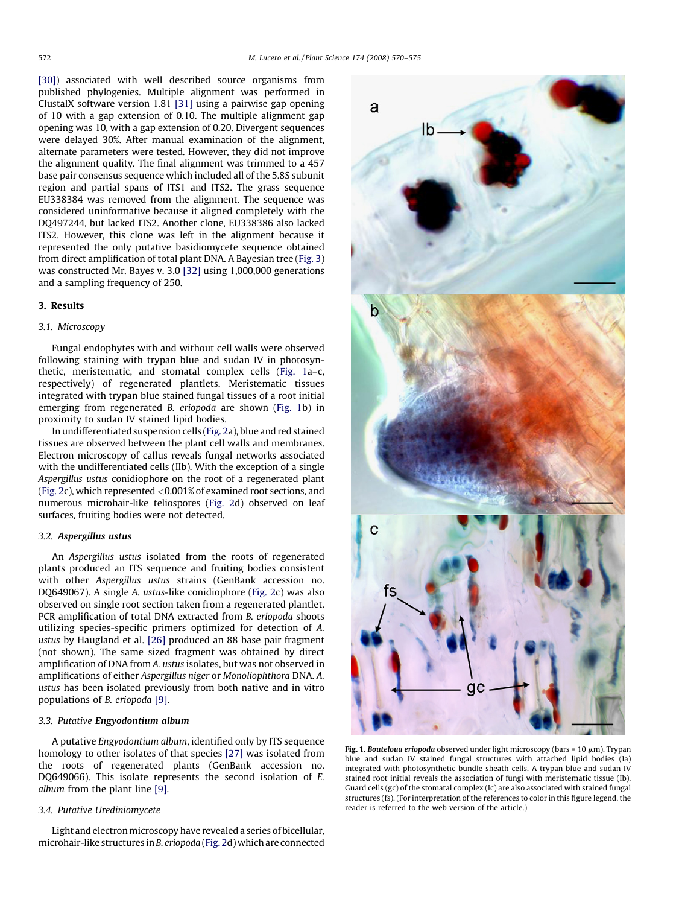[30]) associated with well described source organisms from published phylogenies. Multiple alignment was performed in ClustalX software version 1.81 [31] using a pairwise gap opening of 10 with a gap extension of 0.10. The multiple alignment gap opening was 10, with a gap extension of 0.20. Divergent sequences were delayed 30%. After manual examination of the alignment, alternate parameters were tested. However, they did not improve the alignment quality. The final alignment was trimmed to a 457 base pair consensus sequence which included all of the 5.8S subunit region and partial spans of ITS1 and ITS2. The grass sequence EU338384 was removed from the alignment. The sequence was considered uninformative because it aligned completely with the DQ497244, but lacked ITS2. Another clone, EU338386 also lacked ITS2. However, this clone was left in the alignment because it represented the only putative basidiomycete sequence obtained from direct amplification of total plant DNA. A Bayesian tree (Fig. 3) was constructed Mr. Bayes v. 3.0 [32] using 1,000,000 generations and a sampling frequency of 250.

## 3. Results

### 3.1. Microscopy

Fungal endophytes with and without cell walls were observed following staining with trypan blue and sudan IV in photosynthetic, meristematic, and stomatal complex cells (Fig. 1a–c, respectively) of regenerated plantlets. Meristematic tissues integrated with trypan blue stained fungal tissues of a root initial emerging from regenerated *B. eriopoda* are shown (Fig. 1b) in proximity to sudan IV stained lipid bodies.

In undifferentiated suspension cells (Fig. 2a), blue and red stained tissues are observed between the plant cell walls and membranes. Electron microscopy of callus reveals fungal networks associated with the undifferentiated cells (IIb). With the exception of a single *Aspergillus ustus* conidiophore on the root of a regenerated plant (Fig. 2c), which represented <0.001% of examined root sections, and numerous microhair-like teliospores (Fig. 2d) observed on leaf surfaces, fruiting bodies were not detected.

### 3.2. *Aspergillus ustus*

An *Aspergillus ustus* isolated from the roots of regenerated plants produced an ITS sequence and fruiting bodies consistent with other *Aspergillus ustus* strains (GenBank accession no. DQ649067). A single *A. ustus*-like conidiophore (Fig. 2c) was also observed on single root section taken from a regenerated plantlet. PCR amplification of total DNA extracted from *B. eriopoda* shoots utilizing species-specific primers optimized for detection of *A. ustus* by Haugland et al. [26] produced an 88 base pair fragment (not shown). The same sized fragment was obtained by direct amplification of DNA from *A. ustus* isolates, but was not observed in amplifications of either *Aspergillus niger* or *Monoliophthora* DNA. *A. ustus* has been isolated previously from both native and in vitro populations of *B. eriopoda* [9].

### 3.3. Putative *Engyodontium album*

A putative *Engyodontium album*, identified only by ITS sequence homology to other isolates of that species [27] was isolated from the roots of regenerated plants (GenBank accession no. DQ649066). This isolate represents the second isolation of *E. album* from the plant line [9].

### 3.4. Putative Urediniomycete

Light and electron microscopy have revealed a series of bicellular, microhair-like structures in *B. eriopoda* (Fig. 2d) which are connected

**Fig. 1.** *Bouteloua eriopoda* observed under light microscopy (bars = 10 μm). Trypan blue and sudan IV stained fungal structures with attached lipid bodies (Ia) integrated with photosynthetic bundle sheath cells. A trypan blue and sudan IV stained root initial reveals the association of fungi with meristematic tissue (Ib). Guard cells (gc) of the stomatal complex (Ic) are also associated with stained fungal structures (fs). (For interpretation of the references to color in this figure legend, the reader is referred to the web version of the article.)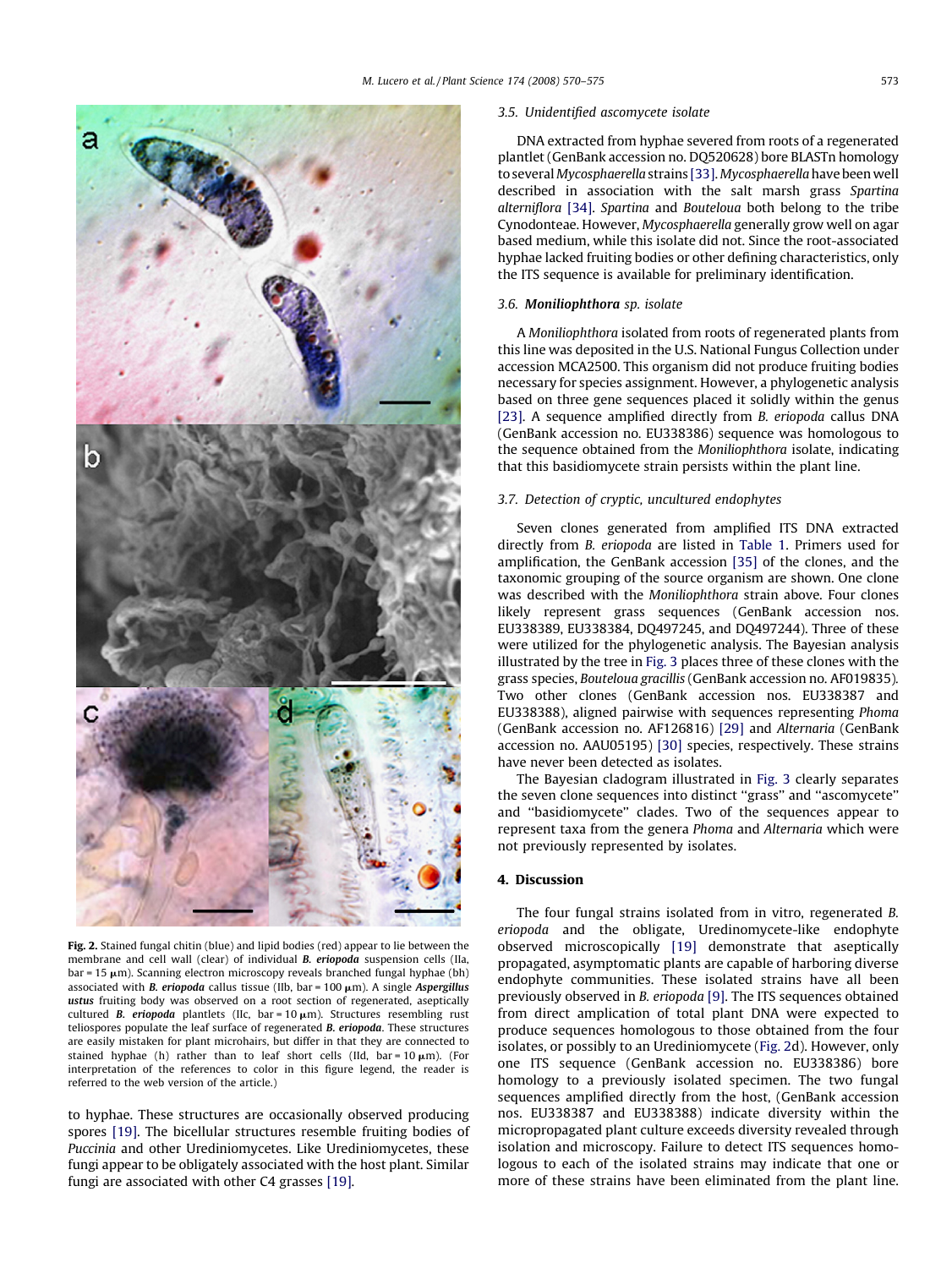Fig. 2. Stained fungal chitin (blue) and lipid bodies (red) appear to lie between the membrane and cell wall (clear) of individual ***B. eriopoda*** suspension cells (IIa, bar = 15 μm). Scanning electron microscopy reveals branched fungal hyphae (bh) associated with ***B. eriopoda*** callus tissue (IIb, bar = 100 μm). A single ***Aspergillus ustus*** fruiting body was observed on a root section of regenerated, aseptically cultured ***B. eriopoda*** plantlets (IIc, bar = 10 μm). Structures resembling rust teliospores populate the leaf surface of regenerated ***B. eriopoda***. These structures are easily mistaken for plant microhairs, but differ in that they are connected to stained hyphae (h) rather than to leaf short cells (IId, bar = 10 μm). (For interpretation of the references to color in this figure legend, the reader is referred to the web version of the article.)

to hyphae. These structures are occasionally observed producing spores [19]. The bicellular structures resemble fruiting bodies of *Puccinia* and other Urediniomycetes. Like Urediniomycetes, these fungi appear to be obligately associated with the host plant. Similar fungi are associated with other C4 grasses [19].

### 3.5. Unidentified ascomycete isolate

DNA extracted from hyphae severed from roots of a regenerated plantlet (GenBank accession no. DQ520628) bore BLASTn homology to several *Mycosphaerella* strains [33]. *Mycosphaerella* have been well described in association with the salt marsh grass *Spartina alterniflora* [34]. *Spartina* and *Bouteloua* both belong to the tribe Cynodonteae. However, *Mycosphaerella* generally grow well on agar based medium, while this isolate did not. Since the root-associated hyphae lacked fruiting bodies or other defining characteristics, only the ITS sequence is available for preliminary identification.

### 3.6. *Moniliophthora* sp. isolate

A *Moniliophthora* isolated from roots of regenerated plants from this line was deposited in the U.S. National Fungus Collection under accession MCA2500. This organism did not produce fruiting bodies necessary for species assignment. However, a phylogenetic analysis based on three gene sequences placed it solidly within the genus [23]. A sequence amplified directly from *B. eriopoda* callus DNA (GenBank accession no. EU338386) sequence was homologous to the sequence obtained from the *Moniliophthora* isolate, indicating that this basidiomycete strain persists within the plant line.

### 3.7. Detection of cryptic, uncultured endophytes

Seven clones generated from amplified ITS DNA extracted directly from *B. eriopoda* are listed in Table 1. Primers used for amplification, the GenBank accession [35] of the clones, and the taxonomic grouping of the source organism are shown. One clone was described with the *Moniliophthora* strain above. Four clones likely represent grass sequences (GenBank accession nos. EU338389, EU338384, DQ497245, and DQ497244). Three of these were utilized for the phylogenetic analysis. The Bayesian analysis illustrated by the tree in Fig. 3 places three of these clones with the grass species, *Bouteloua gracillis* (GenBank accession no. AF019835). Two other clones (GenBank accession nos. EU338387 and EU338388), aligned pairwise with sequences representing *Phoma* (GenBank accession no. AF126816) [29] and *Alternaria* (GenBank accession no. AAU05195) [30] species, respectively. These strains have never been detected as isolates.

The Bayesian cladogram illustrated in Fig. 3 clearly separates the seven clone sequences into distinct "grass" and "ascomycete" and "basidiomycete" clades. Two of the sequences appear to represent taxa from the genera *Phoma* and *Alternaria* which were not previously represented by isolates.

## 4. Discussion

The four fungal strains isolated from in vitro, regenerated *B. eriopoda* and the obligate, Urediniomycete-like endophyte observed microscopically [19] demonstrate that aseptically propagated, asymptomatic plants are capable of harboring diverse endophyte communities. These isolated strains have all been previously observed in *B. eriopoda* [9]. The ITS sequences obtained from direct amplication of total plant DNA were expected to produce sequences homologous to those obtained from the four isolates, or possibly to an Urediniomycete (Fig. 2d). However, only one ITS sequence (GenBank accession no. EU338386) bore homology to a previously isolated specimen. The two fungal sequences amplified directly from the host, (GenBank accession nos. EU338387 and EU338388) indicate diversity within the micropropagated plant culture exceeds diversity revealed through isolation and microscopy. Failure to detect ITS sequences homologous to each of the isolated strains may indicate that one or more of these strains have been eliminated from the plant line.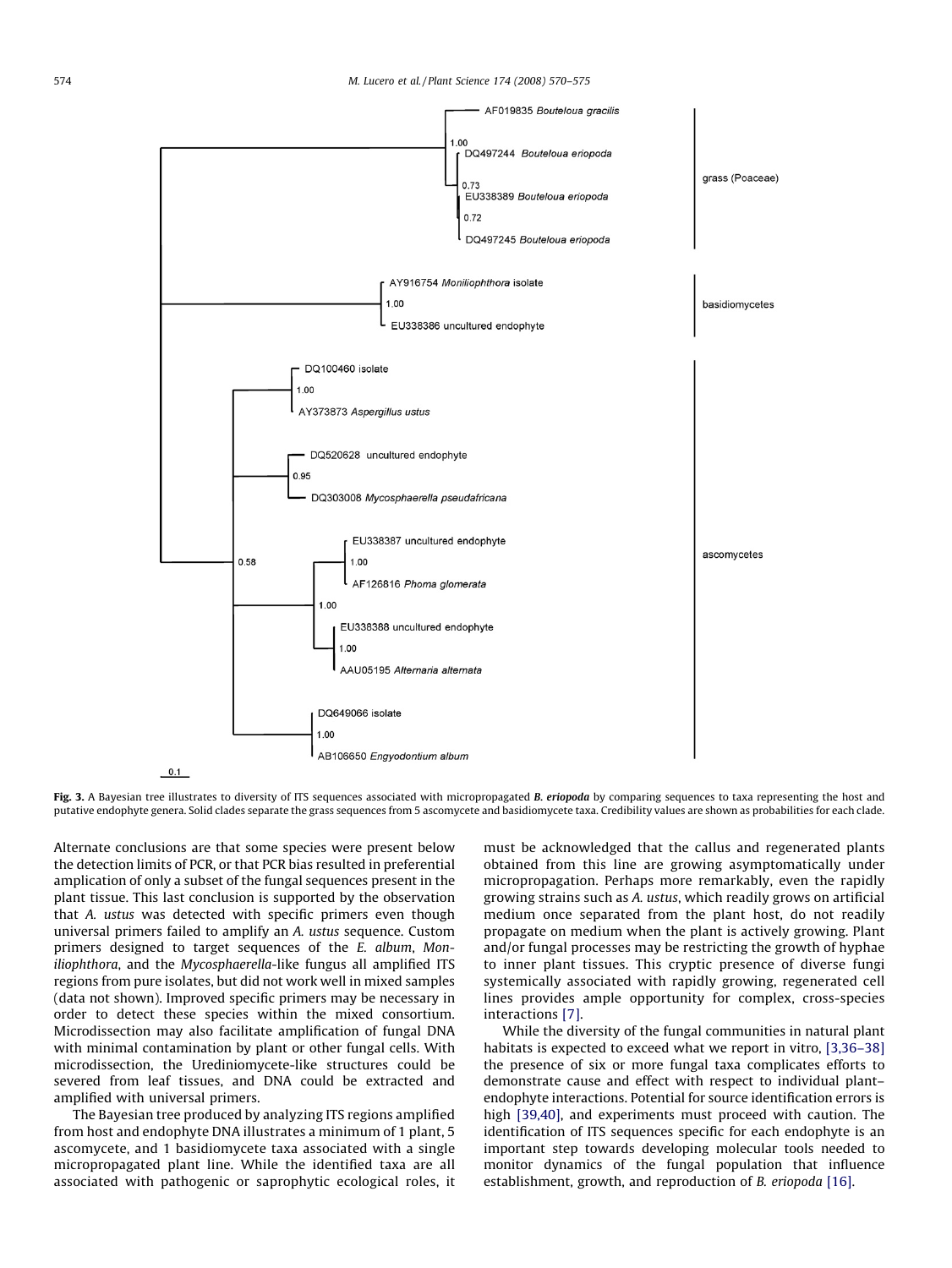AF019835 *Bouteloua gracilis*
1.00
DQ497244 *Bouteloua eriopoda*
0.73
EU338389 *Bouteloua eriopoda*
0.72
DQ497245 *Bouteloua eriopoda*
grass (Poaceae)

AY916754 *Moniliophthora* isolate
1.00
EU338386 uncultured endophyte
basidiomycetes

DQ100460 isolate
1.00
AY373873 *Aspergillus ustus*
DQ520628 uncultured endophyte
0.95
DQ303008 *Mycosphaerella pseudafricana*
0.58
EU338387 uncultured endophyte
1.00
AF126816 *Phoma glomerata*
1.00
EU338388 uncultured endophyte
1.00
AAU05195 *Alternaria alternata*
DQ649066 isolate
1.00
AB106650 *Engyodontium album*
ascomycetes

0.1

**Fig. 3.** A Bayesian tree illustrates to diversity of ITS sequences associated with micropropagated ***B. eriopoda*** by comparing sequences to taxa representing the host and putative endophyte genera. Solid clades separate the grass sequences from 5 ascomycete and basidiomycete taxa. Credibility values are shown as probabilities for each clade.

Alternate conclusions are that some species were present below the detection limits of PCR, or that PCR bias resulted in preferential amplification of only a subset of the fungal sequences present in the plant tissue. This last conclusion is supported by the observation that *A. ustus* was detected with specific primers even though universal primers failed to amplify an *A. ustus* sequence. Custom primers designed to target sequences of the *E. album*, *Moniliophthora*, and the *Mycosphaerella*-like fungus all amplified ITS regions from pure isolates, but did not work well in mixed samples (data not shown). Improved specific primers may be necessary in order to detect these species within the mixed consortium. Microdissection may also facilitate amplification of fungal DNA with minimal contamination by plant or other fungal cells. With microdissection, the Urediniomycete-like structures could be severed from leaf tissues, and DNA could be extracted and amplified with universal primers.

The Bayesian tree produced by analyzing ITS regions amplified from host and endophyte DNA illustrates a minimum of 1 plant, 5 ascomycete, and 1 basidiomycete taxa associated with a single micropropagated plant line. While the identified taxa are all associated with pathogenic or saprophytic ecological roles, it must be acknowledged that the callus and regenerated plants obtained from this line are growing asymptomatically under micropropagation. Perhaps more remarkably, even the rapidly growing strains such as *A. ustus*, which readily grows on artificial medium once separated from the plant host, do not readily propagate on medium when the plant is actively growing. Plant and/or fungal processes may be restricting the growth of hyphae to inner plant tissues. This cryptic presence of diverse fungi systemically associated with rapidly growing, regenerated cell lines provides ample opportunity for complex, cross-species interactions [7].

While the diversity of the fungal communities in natural plant habitats is expected to exceed what we report in vitro, [3,36–38] the presence of six or more fungal taxa complicates efforts to demonstrate cause and effect with respect to individual plant–endophyte interactions. Potential for source identification errors is high [39,40], and experiments must proceed with caution. The identification of ITS sequences specific for each endophyte is an important step towards developing molecular tools needed to monitor dynamics of the fungal population that influence establishment, growth, and reproduction of *B. eriopoda* [16].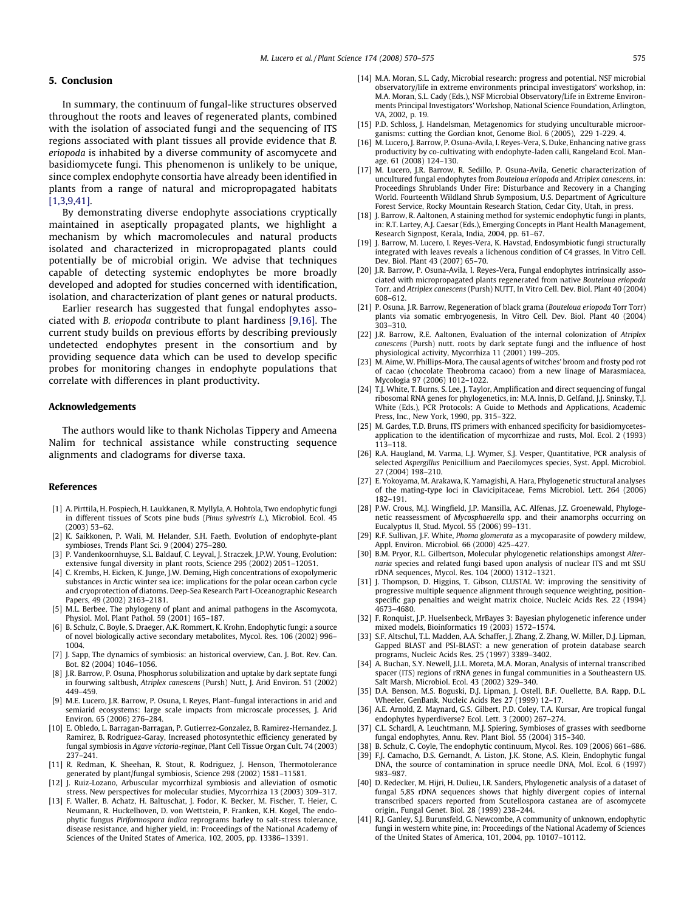## 5. Conclusion

In summary, the continuum of fungal-like structures observed throughout the roots and leaves of regenerated plants, combined with the isolation of associated fungi and the sequencing of ITS regions associated with plant tissues all provide evidence that *B. eriopoda* is inhabited by a diverse community of ascomycete and basidiomycete fungi. This phenomenon is unlikely to be unique, since complex endophyte consortia have already been identified in plants from a range of natural and micropropagated habitats [1,3,9,41].

By demonstrating diverse endophyte associations cryptically maintained in aseptically propagated plants, we highlight a mechanism by which macromolecules and natural products isolated and characterized in micropropagated plants could potentially be of microbial origin. We advise that techniques capable of detecting systemic endophytes be more broadly developed and adopted for studies concerned with identification, isolation, and characterization of plant genes or natural products.

Earlier research has suggested that fungal endophytes associated with *B. eriopoda* contribute to plant hardiness [9,16]. The current study builds on previous efforts by describing previously undetected endophytes present in the consortium and by providing sequence data which can be used to develop specific probes for monitoring changes in endophyte populations that correlate with differences in plant productivity.

## Acknowledgements

The authors would like to thank Nicholas Tippery and Ameena Nalim for technical assistance while constructing sequence alignments and cladograms for diverse taxa.

## References

[1] A. Pirttila, H. Pospiech, H. Laukkanen, R. Myllyla, A. Hohtola, Two endophytic fungi in different tissues of Scots pine buds (*Pinus sylvestris L.*), Microbiol. Ecol. 45 (2003) 53–62.

[2] K. Saikkonen, P. Wali, M. Helander, S.H. Faeth, Evolution of endophyte-plant symbioses, Trends Plant Sci. 9 (2004) 275–280.

[3] P. Vandenkoornhuyse, S.L. Baldauf, C. Leyval, J. Straczek, J.P.W. Young, Evolution: extensive fungal diversity in plant roots, Science 295 (2002) 2051–12051.

[4] C. Krembs, H. Eicken, K. Junge, J.W. Deming, High concentrations of exopolymeric substances in Arctic winter sea ice: implications for the polar ocean carbon cycle and cryoprotection of diatoms. Deep-Sea Research Part I-Oceanographic Research Papers, 49 (2002) 2163–2181.

[5] M.L. Berbee, The phylogeny of plant and animal pathogens in the Ascomycota, Physiol. Mol. Plant Pathol. 59 (2001) 165–187.

[6] B. Schulz, C. Boyle, S. Draeger, A.K. Rommert, K. Krohn, Endophytic fungi: a source of novel biologically active secondary metabolites, Mycol. Res. 106 (2002) 996–1004.

[7] J. Sapp, The dynamics of symbiosis: an historical overview, Can. J. Bot. Rev. Can. Bot. 82 (2004) 1046–1056.

[8] J.R. Barrow, P. Osuna, Phosphorus solubilization and uptake by dark septate fungi in fourwing saltbush, *Atriplex canescens* (Pursh) Nutt, J. Arid Environ. 51 (2002) 449–459.

[9] M.E. Lucero, J.R. Barrow, P. Osuna, I. Reyes, Plant–fungal interactions in arid and semiarid ecosystems: large scale impacts from microscale processes, J. Arid Environ. 65 (2006) 276–284.

[10] E. Obledo, L. Barragan-Barragan, P. Gutierrez-Gonzalez, B. Ramirez-Hernandez, J. Ramirez, B. Rodriguez-Garay, Increased photosyntethic efficiency generated by fungal symbiosis in *Agave victoria-reginae*, Plant Cell Tissue Organ Cult. 74 (2003) 237–241.

[11] R. Redman, K. Sheehan, R. Stout, R. Rodriguez, J. Henson, Thermotolerance generated by plant/fungal symbiosis, Science 298 (2002) 1581–11581.

[12] J. Ruiz-Lozano, Arbuscular mycorrhizal symbiosis and alleviation of osmotic stress. New perspectives for molecular studies, Mycorrhiza 13 (2003) 309–317.

[13] F. Waller, B. Achatz, H. Baltuschat, J. Fodor, K. Becker, M. Fischer, T. Heier, C. Neumann, R. Huckelhoven, D. von Wettstein, P. Franken, K.H. Kogel, The endophytic fungus *Piriformospora indica* reprograms barley to salt-stress tolerance, disease resistance, and higher yield, in: Proceedings of the National Academy of Sciences of the United States of America, 102, 2005, pp. 13386–13391.

[14] M.A. Moran, S.L. Cady, Microbial research: progress and potential. NSF microbial observatory/life in extreme environments principal investigators' workshop, in: M.A. Moran, S.L. Cady (Eds.), NSF Microbial Observatory/Life in Extreme Environments Principal Investigators' Workshop, National Science Foundation, Arlington, VA, 2002, p. 19.

[15] P.D. Schloss, J. Handelsman, Metagenomics for studying unculturable microorganisms: cutting the Gordian knot, Genome Biol. 6 (2005), 229 1-229. 4.

[16] M. Lucero, J. Barrow, P. Osuna-Avila, I. Reyes-Vera, S. Duke, Enhancing native grass productivity by co-cultivating with endophyte-laden calli, Rangeland Ecol. Manage. 61 (2008) 124–130.

[17] M. Lucero, J.R. Barrow, R. Sedillo, P. Osuna-Avila, Genetic characterization of uncultured fungal endophytes from *Bouteloua eriopoda* and *Atriplex canescens*, in: Proceedings Shrublands Under Fire: Disturbance and Recovery in a Changing World. Fourteenth Wildland Shrub Symposium, U.S. Department of Agriculture Forest Service, Rocky Mountain Research Station, Cedar City, Utah, in press.

[18] J. Barrow, R. Aaltonen, A staining method for systemic endophytic fungi in plants, in: R.T. Lartey, A.J. Caesar (Eds.), Emerging Concepts in Plant Health Management, Research Signpost, Kerala, India, 2004, pp. 61–67.

[19] J. Barrow, M. Lucero, I. Reyes-Vera, K. Havstad, Endosymbiotic fungi structurally integrated with leaves reveals a lichenous condition of C4 grasses, In Vitro Cell. Dev. Biol. Plant 43 (2007) 65–70.

[20] J.R. Barrow, P. Osuna-Avila, I. Reyes-Vera, Fungal endophytes intrinsically associated with micropropagated plants regenerated from native *Bouteloua eriopoda* Torr. and *Atriplex canescens* (Pursh) NUTT, In Vitro Cell. Dev. Biol. Plant 40 (2004) 608–612.

[21] P. Osuna, J.R. Barrow, Regeneration of black grama (*Bouteloua eriopoda* Torr Torr) plants via somatic embryogenesis, In Vitro Cell. Dev. Biol. Plant 40 (2004) 303–310.

[22] J.R. Barrow, R.E. Aaltonen, Evaluation of the internal colonization of *Atriplex canescens* (Pursh) nutt. roots by dark septate fungi and the influence of host physiological activity, Mycorrhiza 11 (2001) 199–205.

[23] M. Aime, W. Phillips-Mora, The causal agents of witches' broom and frosty pod rot of cacao (chocolate Theobroma cacaoo) from a new linage of Marasmiacea, Mycologia 97 (2006) 1012–1022.

[24] T.J. White, T. Burns, S. Lee, J. Taylor, Amplification and direct sequencing of fungal ribosomal RNA genes for phylogenetics, in: M.A. Innis, D. Gelfand, J.J. Sninsky, T.J. White (Eds.), PCR Protocols: A Guide to Methods and Applications, Academic Press, Inc., New York, 1990, pp. 315–322.

[25] M. Gardes, T.D. Bruns, ITS primers with enhanced specificity for basidiomycetes-application to the identification of mycorrhizae and rusts, Mol. Ecol. 2 (1993) 113–118.

[26] R.A. Haugland, M. Varma, L.J. Wymer, S.J. Vesper, Quantitative, PCR analysis of selected *Aspergillus* Penicillium and Paecilomyces species, Syst. Appl. Microbiol. 27 (2004) 198–210.

[27] E. Yokoyama, M. Arakawa, K. Yamagishi, A. Hara, Phylogenetic structural analyses of the mating-type loci in Clavicipitaceae, Fems Microbiol. Lett. 264 (2006) 182–191.

[28] P.W. Crous, M.J. Wingfield, J.P. Mansilla, A.C. Alfenas, J.Z. Groenewald, Phylogenetic reassessment of *Mycosphaerella* spp. and their anamorphs occurring on Eucalyptus II, Stud. Mycol. 55 (2006) 99–131.

[29] R.F. Sullivan, J.F. White, *Phoma glomerata* as a mycoparasite of powdery mildew, Appl. Environ. Microbiol. 66 (2000) 425–427.

[30] B.M. Pryor, R.L. Gilbertson, Molecular phylogenetic relationships amongst *Alternaria* species and related fungi based upon analysis of nuclear ITS and mt SSU rDNA sequences, Mycol. Res. 104 (2000) 1312–1321.

[31] J. Thompson, D. Higgins, T. Gibson, CLUSTAL W: improving the sensitivity of progressive multiple sequence alignment through sequence weighting, position-specific gap penalties and weight matrix choice, Nucleic Acids Res. 22 (1994) 4673–4680.

[32] F. Ronquist, J.P. Huelsenbeck, MrBayes 3: Bayesian phylogenetic inference under mixed models, Bioinformatics 19 (2003) 1572–1574.

[33] S.F. Altschul, T.L. Madden, A.A. Schaffer, J. Zhang, Z. Zhang, W. Miller, D.J. Lipman, Gapped BLAST and PSI-BLAST: a new generation of protein database search programs, Nucleic Acids Res. 25 (1997) 3389–3402.

[34] A. Buchan, S.Y. Newell, J.I.L. Moreta, M.A. Moran, Analysis of internal transcribed spacer (ITS) regions of rRNA genes in fungal communities in a Southeastern US. Salt Marsh, Microbiol. Ecol. 43 (2002) 329–340.

[35] D.A. Benson, M.S. Boguski, D.J. Lipman, J. Ostell, B.F. Ouellette, B.A. Rapp, D.L. Wheeler, GenBank, Nucleic Acids Res 27 (1999) 12–17.

[36] A.E. Arnold, Z. Maynard, G.S. Gilbert, P.D. Coley, T.A. Kursar, Are tropical fungal endophytes hyperdiverse? Ecol. Lett. 3 (2000) 267–274.

[37] C.L. Schardl, A. Leuchtmann, M.J. Spiering, Symbioses of grasses with seedborne fungal endophytes, Annu. Rev. Plant Biol. 55 (2004) 315–340.

[38] B. Schulz, C. Coyle, The endophytic continuum, Mycol. Res. 109 (2006) 661–686.

[39] F.J. Camacho, D.S. Gernandt, A. Liston, J.K. Stone, A.S. Klein, Endophytic fungal DNA, the source of contamination in spruce needle DNA, Mol. Ecol. 6 (1997) 983–987.

[40] D. Redecker, M. Hijri, H. Dulieu, I.R. Sanders, Phylogenetic analysis of a dataset of fungal 5,8S rDNA sequences shows that highly divergent copies of internal transcribed spacers reported from Scutellospora castanea are of ascomycete origin., Fungal Genet. Biol. 28 (1999) 238–244.

[41] R.J. Ganley, S.J. Burunsfeld, G. Newcombe, A community of unknown, endophytic fungi in western white pine, in: Proceedings of the National Academy of Sciences of the United States of America, 101, 2004, pp. 10107–10112.